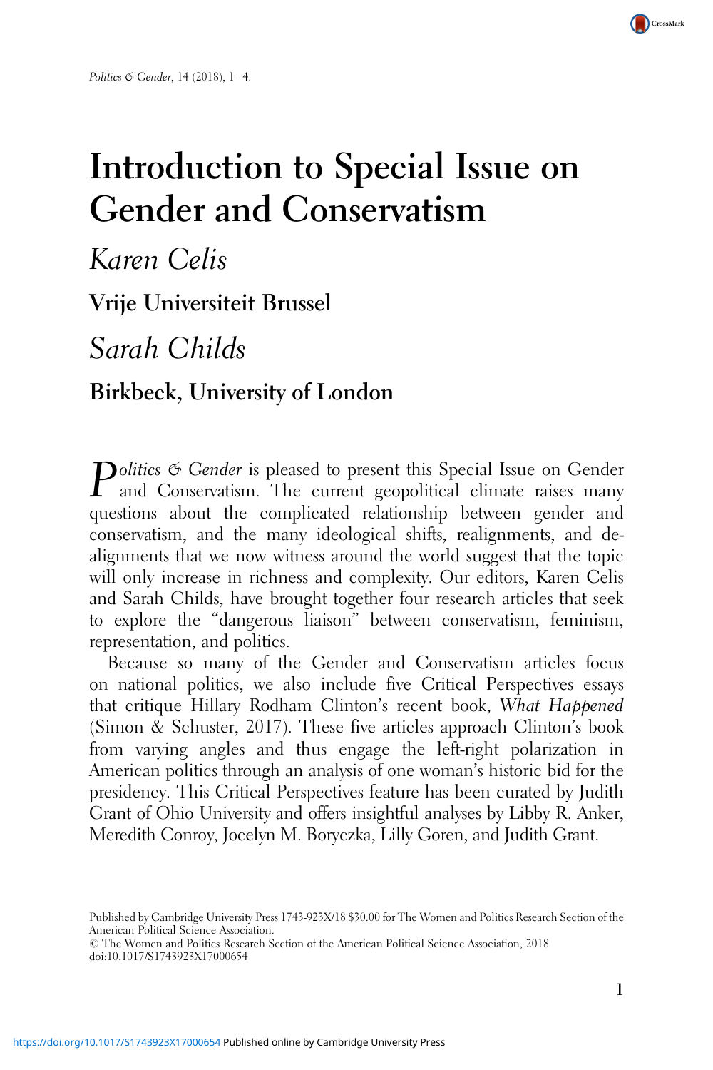# Introduction to Special Issue on Gender and Conservatism

*Karen Celis*

**Vrije Universiteit Brussel**

*Sarah Childs*

**Birkbeck, University of London**

*Politics & Gender* is pleased to present this Special Issue on Gender and Conservatism. The current geopolitical climate raises many questions about the complicated relationship between gender and conservatism, and the many ideological shifts, realignments, and de-alignments that we now witness around the world suggest that the topic will only increase in richness and complexity. Our editors, Karen Celis and Sarah Childs, have brought together four research articles that seek to explore the "dangerous liaison" between conservatism, feminism, representation, and politics.

Because so many of the Gender and Conservatism articles focus on national politics, we also include five Critical Perspectives essays that critique Hillary Rodham Clinton's recent book, *What Happened* (Simon & Schuster, 2017). These five articles approach Clinton's book from varying angles and thus engage the left-right polarization in American politics through an analysis of one woman's historic bid for the presidency. This Critical Perspectives feature has been curated by Judith Grant of Ohio University and offers insightful analyses by Libby R. Anker, Meredith Conroy, Jocelyn M. Boryczka, Lilly Goren, and Judith Grant.

Published by Cambridge University Press 1743-923X/18 $30.00 for The Women and Politics Research Section of the American Political Science Association.

© The Women and Politics Research Section of the American Political Science Association, 2018

doi:10.1017/S1743923X17000654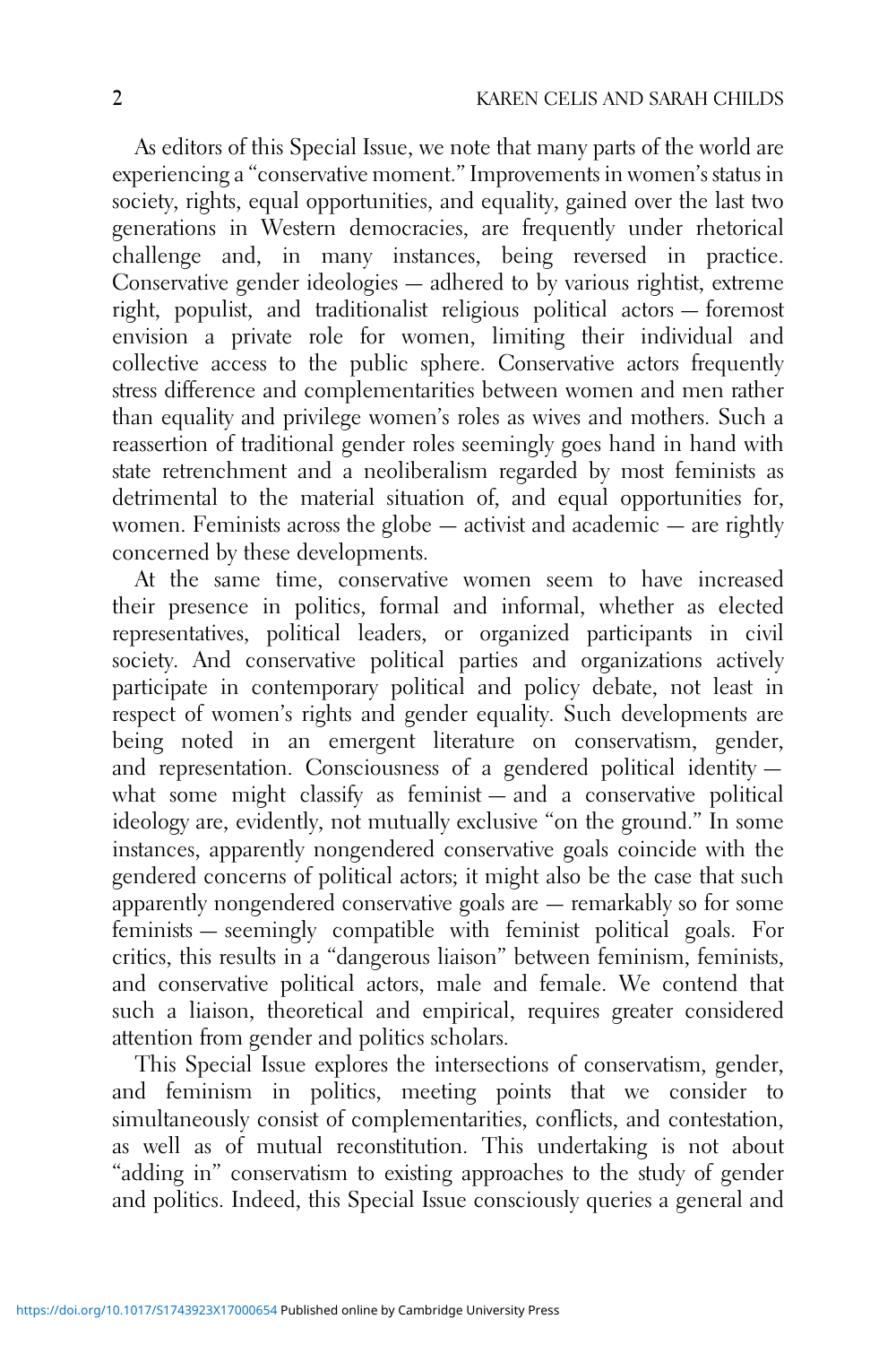As editors of this Special Issue, we note that many parts of the world are experiencing a "conservative moment." Improvements in women's status in society, rights, equal opportunities, and equality, gained over the last two generations in Western democracies, are frequently under rhetorical challenge and, in many instances, being reversed in practice. Conservative gender ideologies — adhered to by various rightist, extreme right, populist, and traditionalist religious political actors — foremost envision a private role for women, limiting their individual and collective access to the public sphere. Conservative actors frequently stress difference and complementarities between women and men rather than equality and privilege women's roles as wives and mothers. Such a reassertion of traditional gender roles seemingly goes hand in hand with state retrenchment and a neoliberalism regarded by most feminists as detrimental to the material situation of, and equal opportunities for, women. Feminists across the globe — activist and academic — are rightly concerned by these developments.

At the same time, conservative women seem to have increased their presence in politics, formal and informal, whether as elected representatives, political leaders, or organized participants in civil society. And conservative political parties and organizations actively participate in contemporary political and policy debate, not least in respect of women's rights and gender equality. Such developments are being noted in an emergent literature on conservatism, gender, and representation. Consciousness of a gendered political identity — what some might classify as feminist — and a conservative political ideology are, evidently, not mutually exclusive "on the ground." In some instances, apparently nongendered conservative goals coincide with the gendered concerns of political actors; it might also be the case that such apparently nongendered conservative goals are — remarkably so for some feminists — seemingly compatible with feminist political goals. For critics, this results in a "dangerous liaison" between feminism, feminists, and conservative political actors, male and female. We contend that such a liaison, theoretical and empirical, requires greater considered attention from gender and politics scholars.

This Special Issue explores the intersections of conservatism, gender, and feminism in politics, meeting points that we consider to simultaneously consist of complementarities, conflicts, and contestation, as well as of mutual reconstitution. This undertaking is not about "adding in" conservatism to existing approaches to the study of gender and politics. Indeed, this Special Issue consciously queries a general and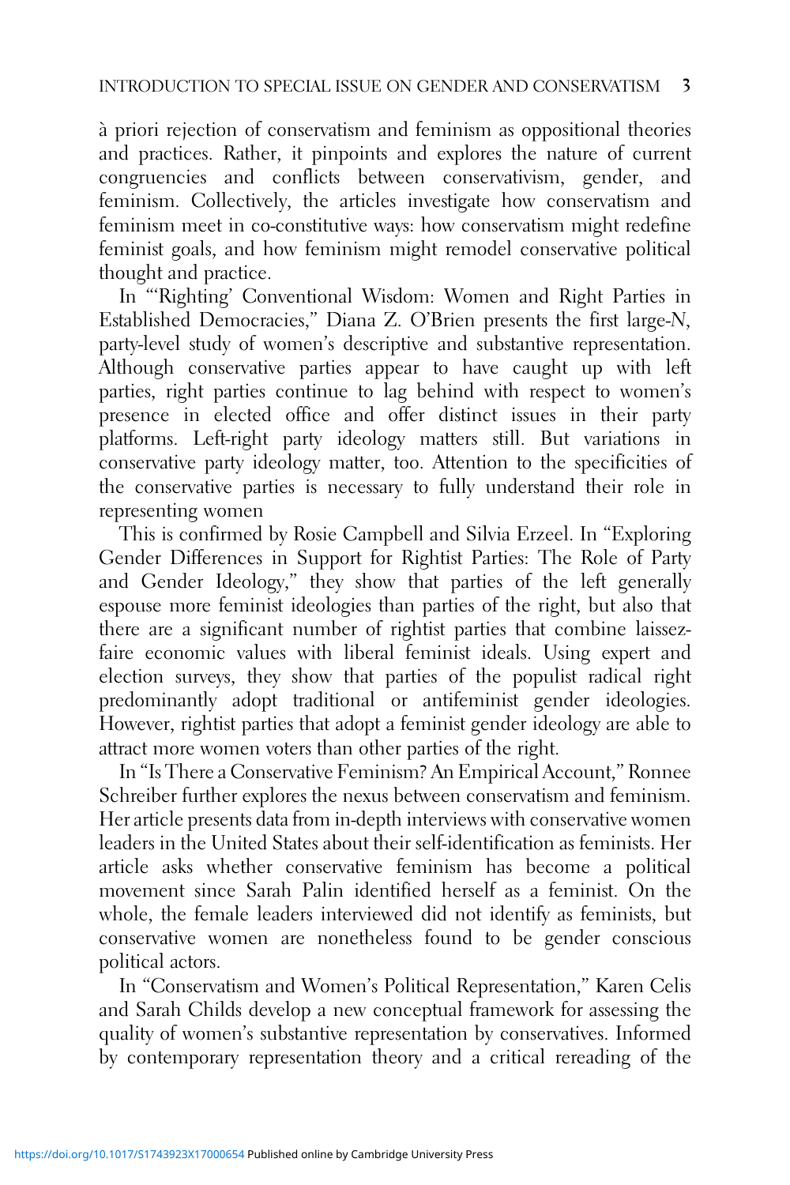à priori rejection of conservatism and feminism as oppositional theories and practices. Rather, it pinpoints and explores the nature of current congruencies and conflicts between conservativism, gender, and feminism. Collectively, the articles investigate how conservatism and feminism meet in co-constitutive ways: how conservatism might redefine feminist goals, and how feminism might remodel conservative political thought and practice.

In "'Righting' Conventional Wisdom: Women and Right Parties in Established Democracies," Diana Z. O'Brien presents the first large-N, party-level study of women's descriptive and substantive representation. Although conservative parties appear to have caught up with left parties, right parties continue to lag behind with respect to women's presence in elected office and offer distinct issues in their party platforms. Left-right party ideology matters still. But variations in conservative party ideology matter, too. Attention to the specificities of the conservative parties is necessary to fully understand their role in representing women

This is confirmed by Rosie Campbell and Silvia Erzeel. In "Exploring Gender Differences in Support for Rightist Parties: The Role of Party and Gender Ideology," they show that parties of the left generally espouse more feminist ideologies than parties of the right, but also that there are a significant number of rightist parties that combine laissez-faire economic values with liberal feminist ideals. Using expert and election surveys, they show that parties of the populist radical right predominantly adopt traditional or antifeminist gender ideologies. However, rightist parties that adopt a feminist gender ideology are able to attract more women voters than other parties of the right.

In "Is There a Conservative Feminism? An Empirical Account," Ronnee Schreiber further explores the nexus between conservatism and feminism. Her article presents data from in-depth interviews with conservative women leaders in the United States about their self-identification as feminists. Her article asks whether conservative feminism has become a political movement since Sarah Palin identified herself as a feminist. On the whole, the female leaders interviewed did not identify as feminists, but conservative women are nonetheless found to be gender conscious political actors.

In "Conservatism and Women's Political Representation," Karen Celis and Sarah Childs develop a new conceptual framework for assessing the quality of women's substantive representation by conservatives. Informed by contemporary representation theory and a critical rereading of the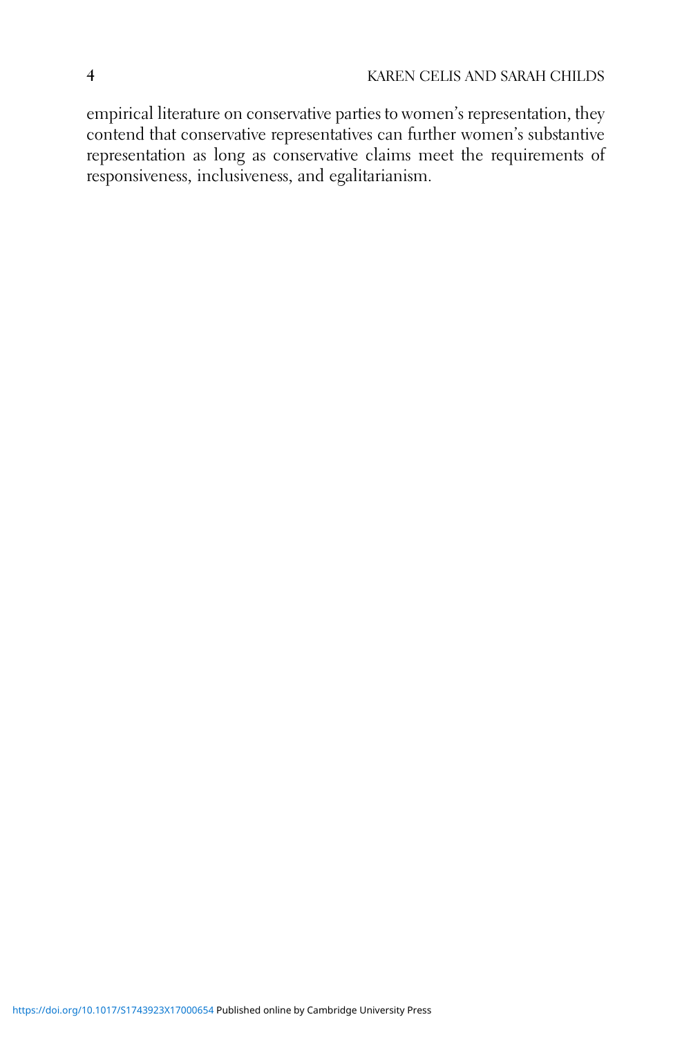empirical literature on conservative parties to women's representation, they contend that conservative representatives can further women's substantive representation as long as conservative claims meet the requirements of responsiveness, inclusiveness, and egalitarianism.